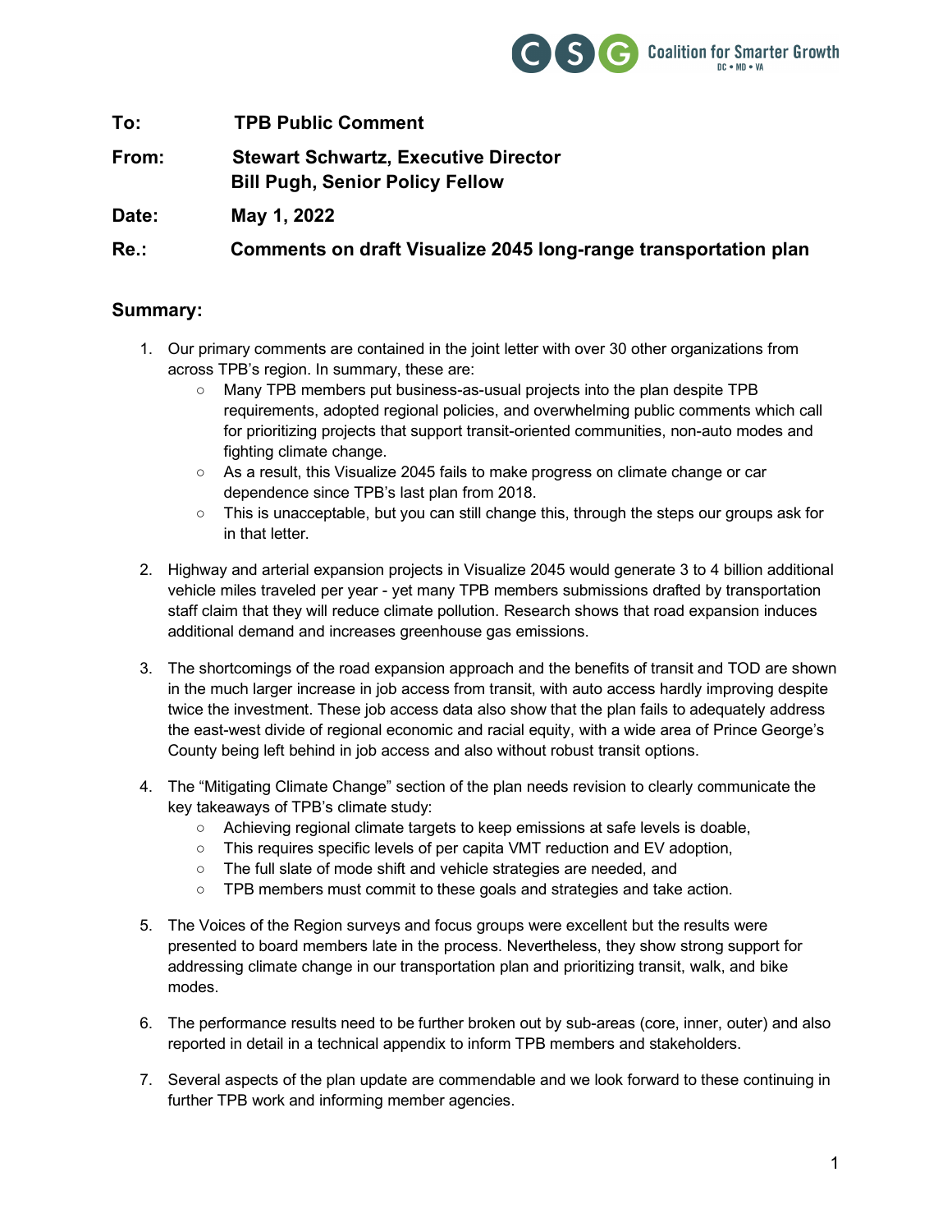Coalition for Smarter Growth
DC • MD • VA

**To:** TPB Public Comment

**From:** Stewart Schwartz, Executive Director
Bill Pugh, Senior Policy Fellow

**Date:** May 1, 2022

**Re.:** Comments on draft Visualize 2045 long-range transportation plan

## Summary:

1. Our primary comments are contained in the joint letter with over 30 other organizations from across TPB's region. In summary, these are:
   - Many TPB members put business-as-usual projects into the plan despite TPB requirements, adopted regional policies, and overwhelming public comments which call for prioritizing projects that support transit-oriented communities, non-auto modes and fighting climate change.
   - As a result, this Visualize 2045 fails to make progress on climate change or car dependence since TPB's last plan from 2018.
   - This is unacceptable, but you can still change this, through the steps our groups ask for in that letter.

2. Highway and arterial expansion projects in Visualize 2045 would generate 3 to 4 billion additional vehicle miles traveled per year - yet many TPB members submissions drafted by transportation staff claim that they will reduce climate pollution. Research shows that road expansion induces additional demand and increases greenhouse gas emissions.

3. The shortcomings of the road expansion approach and the benefits of transit and TOD are shown in the much larger increase in job access from transit, with auto access hardly improving despite twice the investment. These job access data also show that the plan fails to adequately address the east-west divide of regional economic and racial equity, with a wide area of Prince George's County being left behind in job access and also without robust transit options.

4. The "Mitigating Climate Change" section of the plan needs revision to clearly communicate the key takeaways of TPB's climate study:
   - Achieving regional climate targets to keep emissions at safe levels is doable,
   - This requires specific levels of per capita VMT reduction and EV adoption,
   - The full slate of mode shift and vehicle strategies are needed, and
   - TPB members must commit to these goals and strategies and take action.

5. The Voices of the Region surveys and focus groups were excellent but the results were presented to board members late in the process. Nevertheless, they show strong support for addressing climate change in our transportation plan and prioritizing transit, walk, and bike modes.

6. The performance results need to be further broken out by sub-areas (core, inner, outer) and also reported in detail in a technical appendix to inform TPB members and stakeholders.

7. Several aspects of the plan update are commendable and we look forward to these continuing in further TPB work and informing member agencies.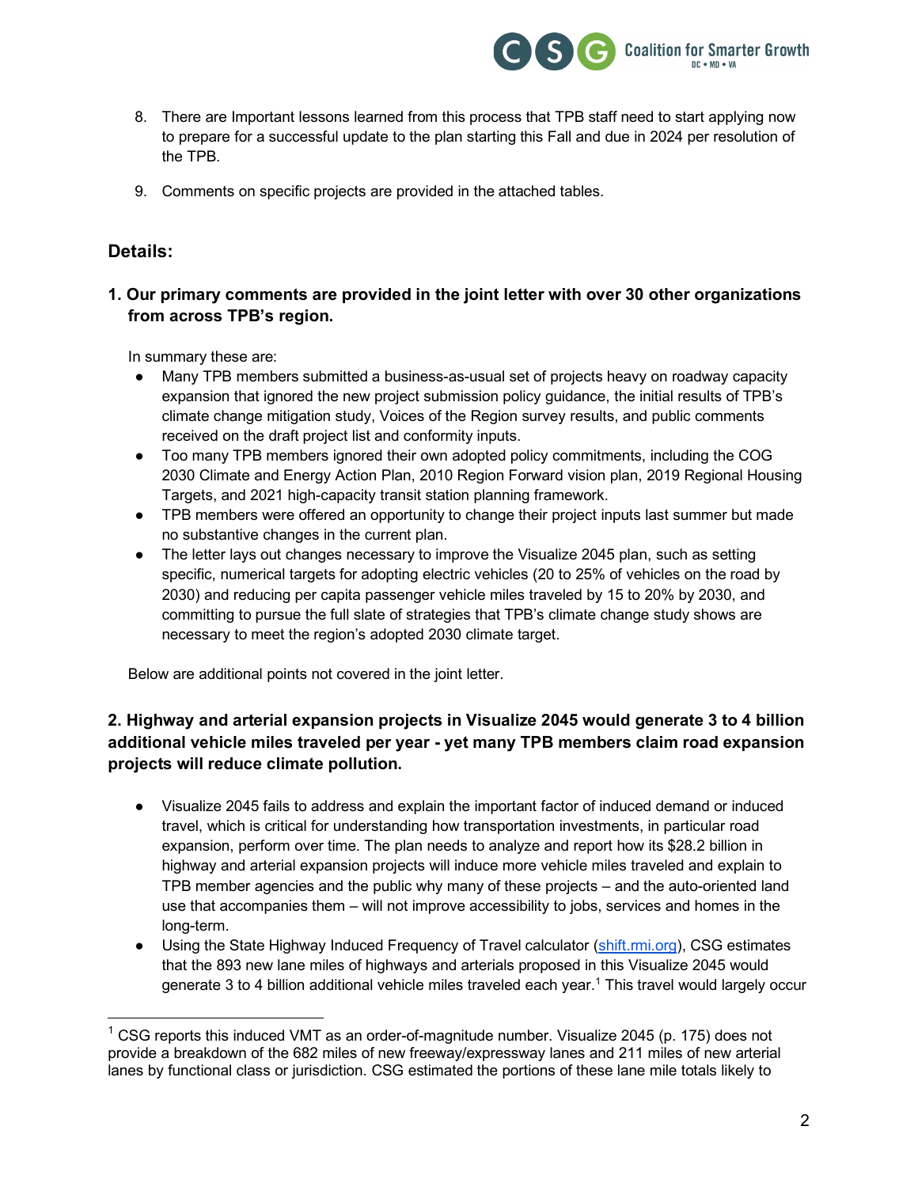8. There are Important lessons learned from this process that TPB staff need to start applying now to prepare for a successful update to the plan starting this Fall and due in 2024 per resolution of the TPB.

9. Comments on specific projects are provided in the attached tables.

## Details:

### 1. Our primary comments are provided in the joint letter with over 30 other organizations from across TPB's region.

In summary these are:

- Many TPB members submitted a business-as-usual set of projects heavy on roadway capacity expansion that ignored the new project submission policy guidance, the initial results of TPB's climate change mitigation study, Voices of the Region survey results, and public comments received on the draft project list and conformity inputs.
- Too many TPB members ignored their own adopted policy commitments, including the COG 2030 Climate and Energy Action Plan, 2010 Region Forward vision plan, 2019 Regional Housing Targets, and 2021 high-capacity transit station planning framework.
- TPB members were offered an opportunity to change their project inputs last summer but made no substantive changes in the current plan.
- The letter lays out changes necessary to improve the Visualize 2045 plan, such as setting specific, numerical targets for adopting electric vehicles (20 to 25% of vehicles on the road by 2030) and reducing per capita passenger vehicle miles traveled by 15 to 20% by 2030, and committing to pursue the full slate of strategies that TPB's climate change study shows are necessary to meet the region's adopted 2030 climate target.

Below are additional points not covered in the joint letter.

### 2. Highway and arterial expansion projects in Visualize 2045 would generate 3 to 4 billion additional vehicle miles traveled per year - yet many TPB members claim road expansion projects will reduce climate pollution.

- Visualize 2045 fails to address and explain the important factor of induced demand or induced travel, which is critical for understanding how transportation investments, in particular road expansion, perform over time. The plan needs to analyze and report how its $28.2 billion in highway and arterial expansion projects will induce more vehicle miles traveled and explain to TPB member agencies and the public why many of these projects – and the auto-oriented land use that accompanies them – will not improve accessibility to jobs, services and homes in the long-term.
- Using the State Highway Induced Frequency of Travel calculator ([shift.rmi.org](shift.rmi.org)), CSG estimates that the 893 new lane miles of highways and arterials proposed in this Visualize 2045 would generate 3 to 4 billion additional vehicle miles traveled each year.[1] This travel would largely occur

[1] CSG reports this induced VMT as an order-of-magnitude number. Visualize 2045 (p. 175) does not provide a breakdown of the 682 miles of new freeway/expressway lanes and 211 miles of new arterial lanes by functional class or jurisdiction. CSG estimated the portions of these lane mile totals likely to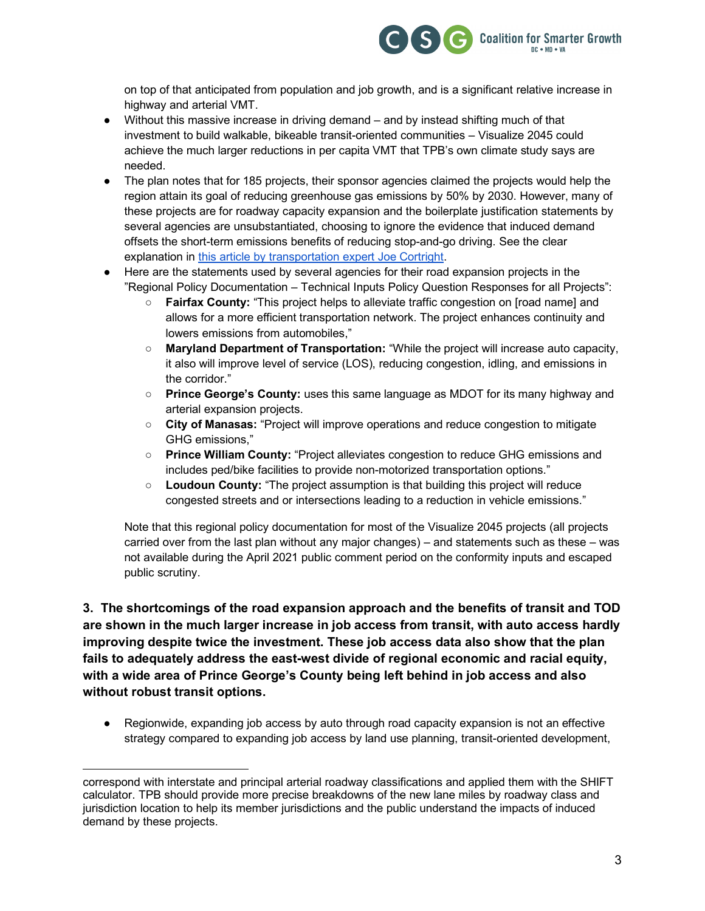on top of that anticipated from population and job growth, and is a significant relative increase in highway and arterial VMT.

- Without this massive increase in driving demand – and by instead shifting much of that investment to build walkable, bikeable transit-oriented communities – Visualize 2045 could achieve the much larger reductions in per capita VMT that TPB's own climate study says are needed.
- The plan notes that for 185 projects, their sponsor agencies claimed the projects would help the region attain its goal of reducing greenhouse gas emissions by 50% by 2030. However, many of these projects are for roadway capacity expansion and the boilerplate justification statements by several agencies are unsubstantiated, choosing to ignore the evidence that induced demand offsets the short-term emissions benefits of reducing stop-and-go driving. See the clear explanation in [this article by transportation expert Joe Cortright](#).
- Here are the statements used by several agencies for their road expansion projects in the "Regional Policy Documentation – Technical Inputs Policy Question Responses for all Projects":
    - **Fairfax County:** "This project helps to alleviate traffic congestion on [road name] and allows for a more efficient transportation network. The project enhances continuity and lowers emissions from automobiles,"
    - **Maryland Department of Transportation:** "While the project will increase auto capacity, it also will improve level of service (LOS), reducing congestion, idling, and emissions in the corridor."
    - **Prince George's County:** uses this same language as MDOT for its many highway and arterial expansion projects.
    - **City of Manasas:** "Project will improve operations and reduce congestion to mitigate GHG emissions,"
    - **Prince William County:** "Project alleviates congestion to reduce GHG emissions and includes ped/bike facilities to provide non-motorized transportation options."
    - **Loudoun County:** "The project assumption is that building this project will reduce congested streets and or intersections leading to a reduction in vehicle emissions."

  Note that this regional policy documentation for most of the Visualize 2045 projects (all projects carried over from the last plan without any major changes) – and statements such as these – was not available during the April 2021 public comment period on the conformity inputs and escaped public scrutiny.

**3. The shortcomings of the road expansion approach and the benefits of transit and TOD are shown in the much larger increase in job access from transit, with auto access hardly improving despite twice the investment. These job access data also show that the plan fails to adequately address the east-west divide of regional economic and racial equity, with a wide area of Prince George's County being left behind in job access and also without robust transit options.**

- Regionwide, expanding job access by auto through road capacity expansion is not an effective strategy compared to expanding job access by land use planning, transit-oriented development,

---

correspond with interstate and principal arterial roadway classifications and applied them with the SHIFT calculator. TPB should provide more precise breakdowns of the new lane miles by roadway class and jurisdiction location to help its member jurisdictions and the public understand the impacts of induced demand by these projects.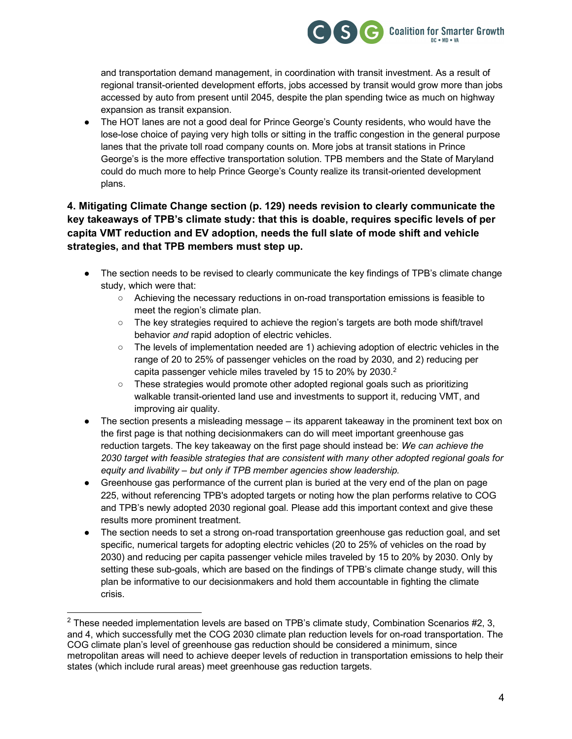and transportation demand management, in coordination with transit investment. As a result of regional transit-oriented development efforts, jobs accessed by transit would grow more than jobs accessed by auto from present until 2045, despite the plan spending twice as much on highway expansion as transit expansion.

- The HOT lanes are not a good deal for Prince George's County residents, who would have the lose-lose choice of paying very high tolls or sitting in the traffic congestion in the general purpose lanes that the private toll road company counts on. More jobs at transit stations in Prince George's is the more effective transportation solution. TPB members and the State of Maryland could do much more to help Prince George's County realize its transit-oriented development plans.

**4. Mitigating Climate Change section (p. 129) needs revision to clearly communicate the key takeaways of TPB's climate study: that this is doable, requires specific levels of per capita VMT reduction and EV adoption, needs the full slate of mode shift and vehicle strategies, and that TPB members must step up.**

- The section needs to be revised to clearly communicate the key findings of TPB's climate change study, which were that:
  - Achieving the necessary reductions in on-road transportation emissions is feasible to meet the region's climate plan.
  - The key strategies required to achieve the region's targets are both mode shift/travel behavior *and* rapid adoption of electric vehicles.
  - The levels of implementation needed are 1) achieving adoption of electric vehicles in the range of 20 to 25% of passenger vehicles on the road by 2030, and 2) reducing per capita passenger vehicle miles traveled by 15 to 20% by 2030.[2]
  - These strategies would promote other adopted regional goals such as prioritizing walkable transit-oriented land use and investments to support it, reducing VMT, and improving air quality.
- The section presents a misleading message – its apparent takeaway in the prominent text box on the first page is that nothing decisionmakers can do will meet important greenhouse gas reduction targets. The key takeaway on the first page should instead be: *We can achieve the 2030 target with feasible strategies that are consistent with many other adopted regional goals for equity and livability – but only if TPB member agencies show leadership.*
- Greenhouse gas performance of the current plan is buried at the very end of the plan on page 225, without referencing TPB's adopted targets or noting how the plan performs relative to COG and TPB's newly adopted 2030 regional goal. Please add this important context and give these results more prominent treatment.
- The section needs to set a strong on-road transportation greenhouse gas reduction goal, and set specific, numerical targets for adopting electric vehicles (20 to 25% of vehicles on the road by 2030) and reducing per capita passenger vehicle miles traveled by 15 to 20% by 2030. Only by setting these sub-goals, which are based on the findings of TPB's climate change study, will this plan be informative to our decisionmakers and hold them accountable in fighting the climate crisis.

---

[2] These needed implementation levels are based on TPB's climate study, Combination Scenarios #2, 3, and 4, which successfully met the COG 2030 climate plan reduction levels for on-road transportation. The COG climate plan's level of greenhouse gas reduction should be considered a minimum, since metropolitan areas will need to achieve deeper levels of reduction in transportation emissions to help their states (which include rural areas) meet greenhouse gas reduction targets.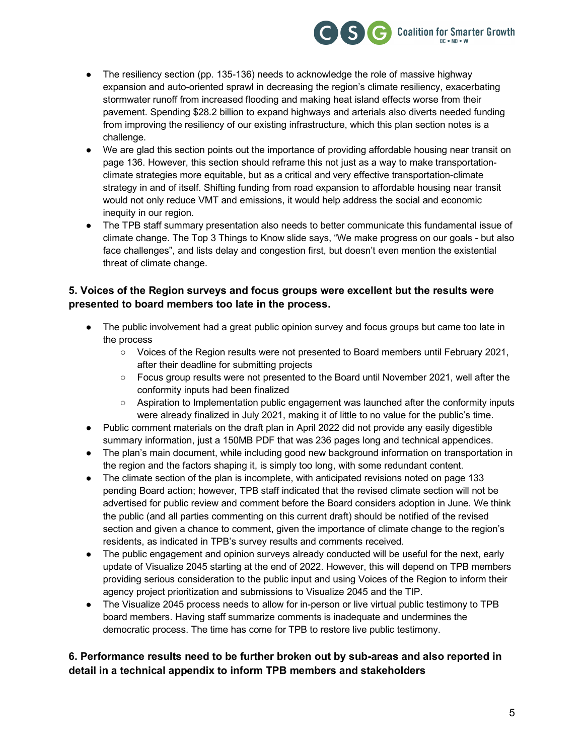- The resiliency section (pp. 135-136) needs to acknowledge the role of massive highway expansion and auto-oriented sprawl in decreasing the region's climate resiliency, exacerbating stormwater runoff from increased flooding and making heat island effects worse from their pavement. Spending $28.2 billion to expand highways and arterials also diverts needed funding from improving the resiliency of our existing infrastructure, which this plan section notes is a challenge.
- We are glad this section points out the importance of providing affordable housing near transit on page 136. However, this section should reframe this not just as a way to make transportation-climate strategies more equitable, but as a critical and very effective transportation-climate strategy in and of itself. Shifting funding from road expansion to affordable housing near transit would not only reduce VMT and emissions, it would help address the social and economic inequity in our region.
- The TPB staff summary presentation also needs to better communicate this fundamental issue of climate change. The Top 3 Things to Know slide says, "We make progress on our goals - but also face challenges", and lists delay and congestion first, but doesn't even mention the existential threat of climate change.

### 5. Voices of the Region surveys and focus groups were excellent but the results were presented to board members too late in the process.

- The public involvement had a great public opinion survey and focus groups but came too late in the process
  - Voices of the Region results were not presented to Board members until February 2021, after their deadline for submitting projects
  - Focus group results were not presented to the Board until November 2021, well after the conformity inputs had been finalized
  - Aspiration to Implementation public engagement was launched after the conformity inputs were already finalized in July 2021, making it of little to no value for the public's time.
- Public comment materials on the draft plan in April 2022 did not provide any easily digestible summary information, just a 150MB PDF that was 236 pages long and technical appendices.
- The plan's main document, while including good new background information on transportation in the region and the factors shaping it, is simply too long, with some redundant content.
- The climate section of the plan is incomplete, with anticipated revisions noted on page 133 pending Board action; however, TPB staff indicated that the revised climate section will not be advertised for public review and comment before the Board considers adoption in June. We think the public (and all parties commenting on this current draft) should be notified of the revised section and given a chance to comment, given the importance of climate change to the region's residents, as indicated in TPB's survey results and comments received.
- The public engagement and opinion surveys already conducted will be useful for the next, early update of Visualize 2045 starting at the end of 2022. However, this will depend on TPB members providing serious consideration to the public input and using Voices of the Region to inform their agency project prioritization and submissions to Visualize 2045 and the TIP.
- The Visualize 2045 process needs to allow for in-person or live virtual public testimony to TPB board members. Having staff summarize comments is inadequate and undermines the democratic process. The time has come for TPB to restore live public testimony.

### 6. Performance results need to be further broken out by sub-areas and also reported in detail in a technical appendix to inform TPB members and stakeholders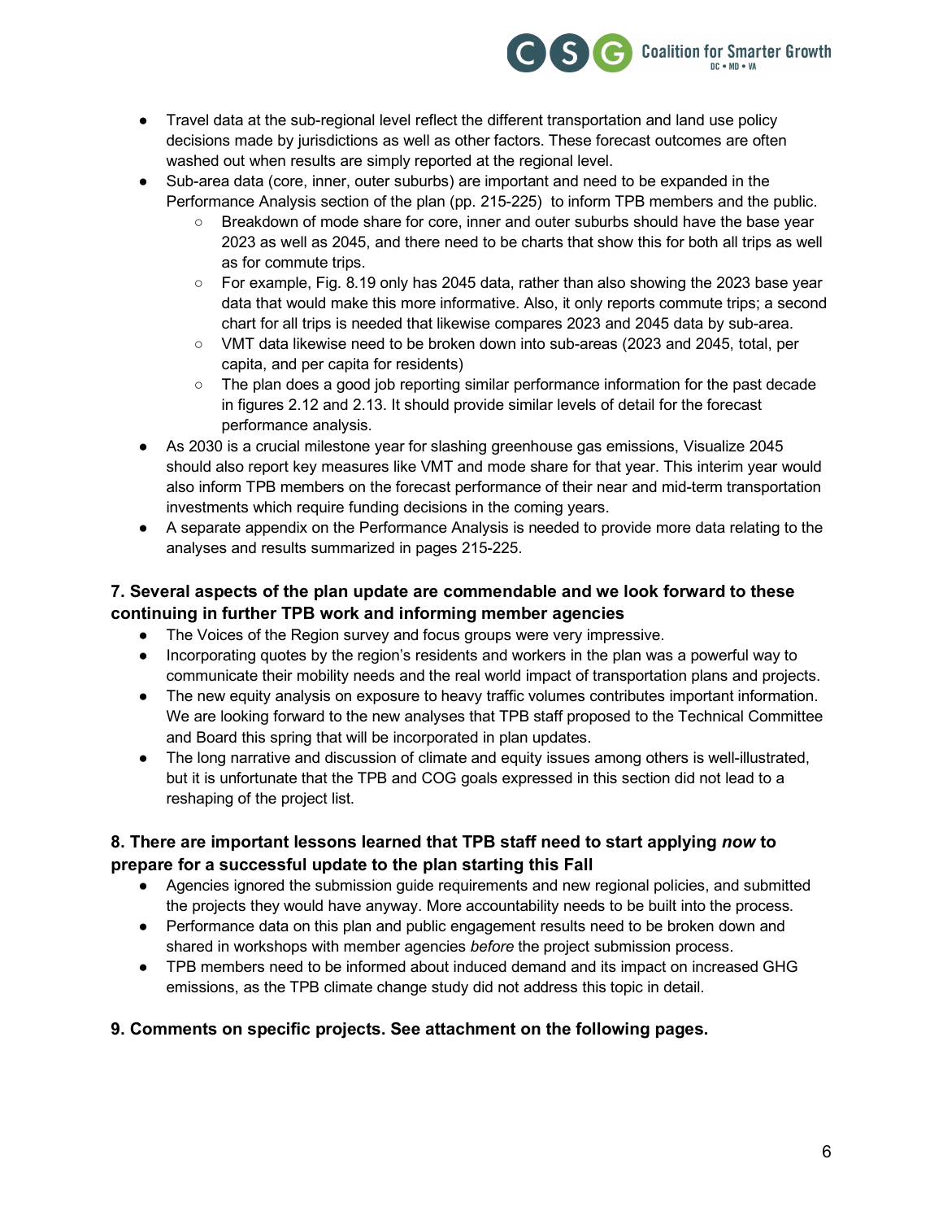- Travel data at the sub-regional level reflect the different transportation and land use policy decisions made by jurisdictions as well as other factors. These forecast outcomes are often washed out when results are simply reported at the regional level.
- Sub-area data (core, inner, outer suburbs) are important and need to be expanded in the Performance Analysis section of the plan (pp. 215-225) to inform TPB members and the public.
  - Breakdown of mode share for core, inner and outer suburbs should have the base year 2023 as well as 2045, and there need to be charts that show this for both all trips as well as for commute trips.
  - For example, Fig. 8.19 only has 2045 data, rather than also showing the 2023 base year data that would make this more informative. Also, it only reports commute trips; a second chart for all trips is needed that likewise compares 2023 and 2045 data by sub-area.
  - VMT data likewise need to be broken down into sub-areas (2023 and 2045, total, per capita, and per capita for residents)
  - The plan does a good job reporting similar performance information for the past decade in figures 2.12 and 2.13. It should provide similar levels of detail for the forecast performance analysis.
- As 2030 is a crucial milestone year for slashing greenhouse gas emissions, Visualize 2045 should also report key measures like VMT and mode share for that year. This interim year would also inform TPB members on the forecast performance of their near and mid-term transportation investments which require funding decisions in the coming years.
- A separate appendix on the Performance Analysis is needed to provide more data relating to the analyses and results summarized in pages 215-225.

**7. Several aspects of the plan update are commendable and we look forward to these continuing in further TPB work and informing member agencies**

- The Voices of the Region survey and focus groups were very impressive.
- Incorporating quotes by the region's residents and workers in the plan was a powerful way to communicate their mobility needs and the real world impact of transportation plans and projects.
- The new equity analysis on exposure to heavy traffic volumes contributes important information. We are looking forward to the new analyses that TPB staff proposed to the Technical Committee and Board this spring that will be incorporated in plan updates.
- The long narrative and discussion of climate and equity issues among others is well-illustrated, but it is unfortunate that the TPB and COG goals expressed in this section did not lead to a reshaping of the project list.

**8. There are important lessons learned that TPB staff need to start applying *now* to prepare for a successful update to the plan starting this Fall**

- Agencies ignored the submission guide requirements and new regional policies, and submitted the projects they would have anyway. More accountability needs to be built into the process.
- Performance data on this plan and public engagement results need to be broken down and shared in workshops with member agencies *before* the project submission process.
- TPB members need to be informed about induced demand and its impact on increased GHG emissions, as the TPB climate change study did not address this topic in detail.

**9. Comments on specific projects. See attachment on the following pages.**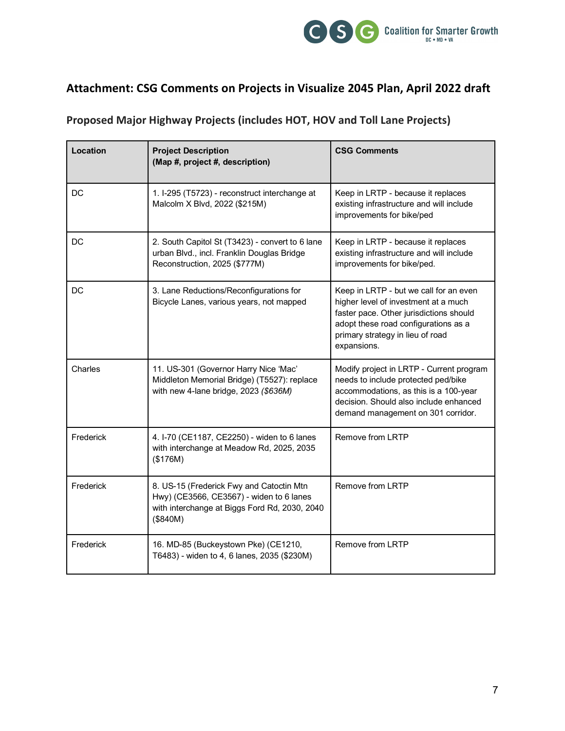## Attachment: CSG Comments on Projects in Visualize 2045 Plan, April 2022 draft

### Proposed Major Highway Projects (includes HOT, HOV and Toll Lane Projects)

| Location | Project Description<br>(Map #, project #, description) | CSG Comments |
|---|---|---|
| DC | 1. I-295 (T5723) - reconstruct interchange at Malcolm X Blvd, 2022 ($215M) | Keep in LRTP - because it replaces existing infrastructure and will include improvements for bike/ped |
| DC | 2. South Capitol St (T3423) - convert to 6 lane urban Blvd., incl. Franklin Douglas Bridge Reconstruction, 2025 ($777M) | Keep in LRTP - because it replaces existing infrastructure and will include improvements for bike/ped. |
| DC | 3. Lane Reductions/Reconfigurations for Bicycle Lanes, various years, not mapped | Keep in LRTP - but we call for an even higher level of investment at a much faster pace. Other jurisdictions should adopt these road configurations as a primary strategy in lieu of road expansions. |
| Charles | 11. US-301 (Governor Harry Nice 'Mac' Middleton Memorial Bridge) (T5527): replace with new 4-lane bridge, 2023 *($636M)* | Modify project in LRTP - Current program needs to include protected ped/bike accommodations, as this is a 100-year decision. Should also include enhanced demand management on 301 corridor. |
| Frederick | 4. I-70 (CE1187, CE2250) - widen to 6 lanes with interchange at Meadow Rd, 2025, 2035 ($176M) | Remove from LRTP |
| Frederick | 8. US-15 (Frederick Fwy and Catoctin Mtn Hwy) (CE3566, CE3567) - widen to 6 lanes with interchange at Biggs Ford Rd, 2030, 2040 ($840M) | Remove from LRTP |
| Frederick | 16. MD-85 (Buckeystown Pke) (CE1210, T6483) - widen to 4, 6 lanes, 2035 ($230M) | Remove from LRTP |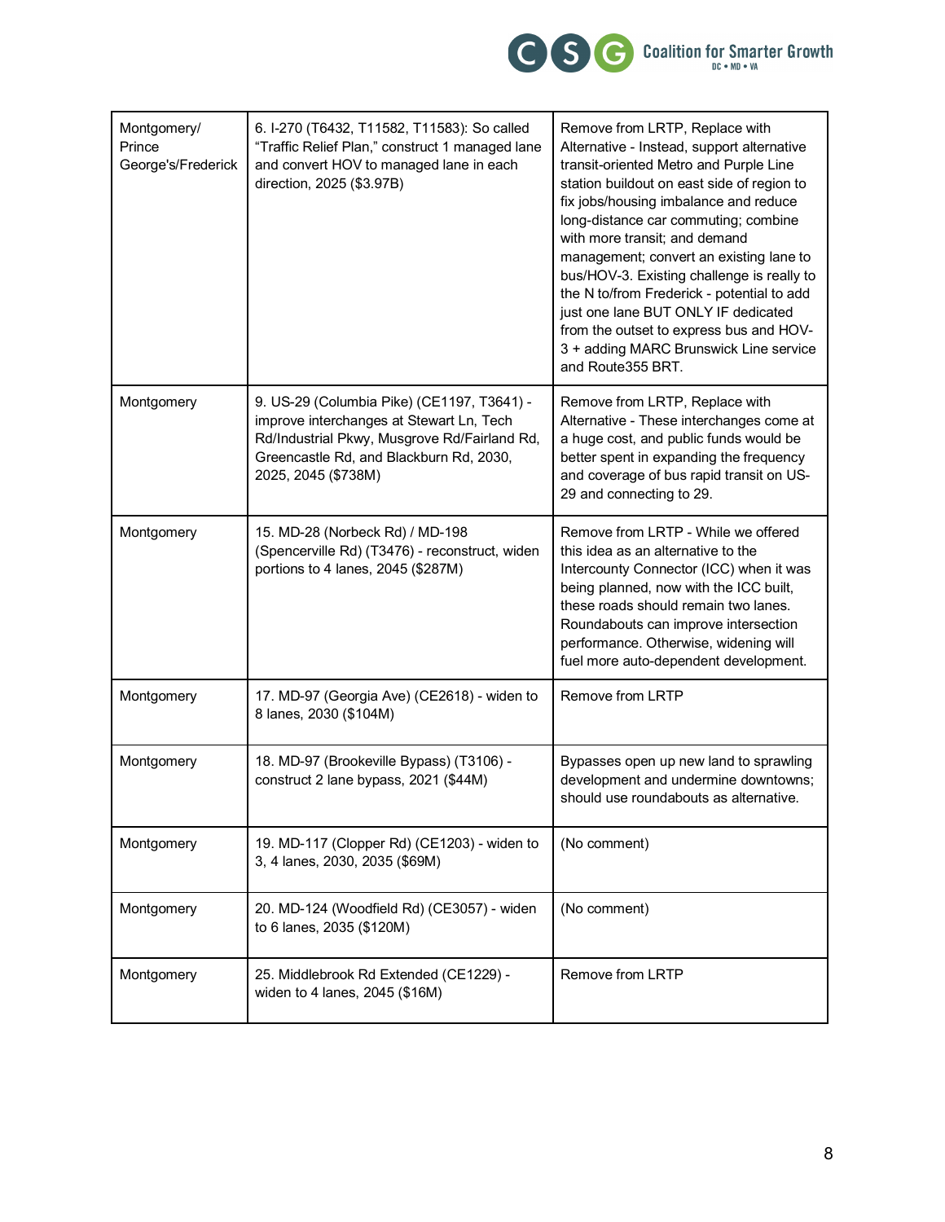| Montgomery/ Prince George's/Frederick | 6. I-270 (T6432, T11582, T11583): So called "Traffic Relief Plan," construct 1 managed lane and convert HOV to managed lane in each direction, 2025 ($3.97B) | Remove from LRTP, Replace with Alternative - Instead, support alternative transit-oriented Metro and Purple Line station buildout on east side of region to fix jobs/housing imbalance and reduce long-distance car commuting; combine with more transit; and demand management; convert an existing lane to bus/HOV-3. Existing challenge is really to the N to/from Frederick - potential to add just one lane BUT ONLY IF dedicated from the outset to express bus and HOV-3 + adding MARC Brunswick Line service and Route355 BRT. |
|---|---|---|
| Montgomery | 9. US-29 (Columbia Pike) (CE1197, T3641) - improve interchanges at Stewart Ln, Tech Rd/Industrial Pkwy, Musgrove Rd/Fairland Rd, Greencastle Rd, and Blackburn Rd, 2030, 2025, 2045 ($738M) | Remove from LRTP, Replace with Alternative - These interchanges come at a huge cost, and public funds would be better spent in expanding the frequency and coverage of bus rapid transit on US-29 and connecting to 29. |
| Montgomery | 15. MD-28 (Norbeck Rd) / MD-198 (Spencerville Rd) (T3476) - reconstruct, widen portions to 4 lanes, 2045 ($287M) | Remove from LRTP - While we offered this idea as an alternative to the Intercounty Connector (ICC) when it was being planned, now with the ICC built, these roads should remain two lanes. Roundabouts can improve intersection performance. Otherwise, widening will fuel more auto-dependent development. |
| Montgomery | 17. MD-97 (Georgia Ave) (CE2618) - widen to 8 lanes, 2030 ($104M) | Remove from LRTP |
| Montgomery | 18. MD-97 (Brookeville Bypass) (T3106) - construct 2 lane bypass, 2021 ($44M) | Bypasses open up new land to sprawling development and undermine downtowns; should use roundabouts as alternative. |
| Montgomery | 19. MD-117 (Clopper Rd) (CE1203) - widen to 3, 4 lanes, 2030, 2035 ($69M) | (No comment) |
| Montgomery | 20. MD-124 (Woodfield Rd) (CE3057) - widen to 6 lanes, 2035 ($120M) | (No comment) |
| Montgomery | 25. Middlebrook Rd Extended (CE1229) - widen to 4 lanes, 2045 ($16M) | Remove from LRTP |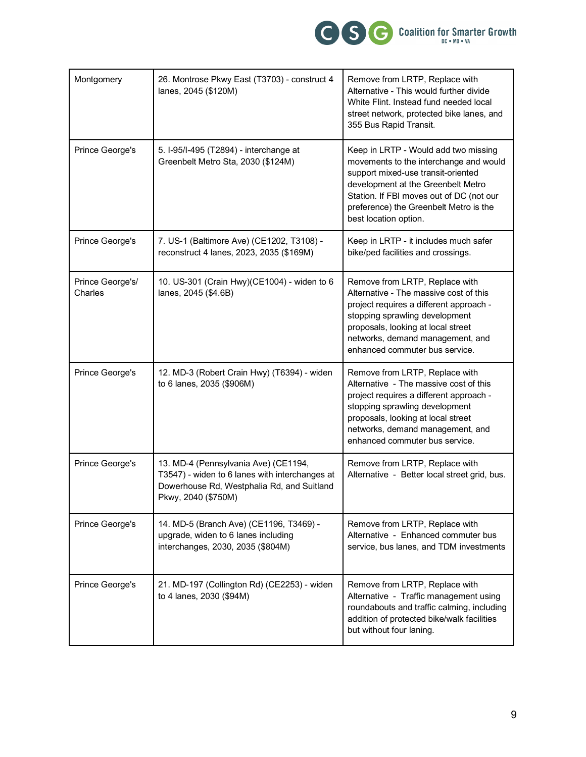| Montgomery | 26. Montrose Pkwy East (T3703) - construct 4 lanes, 2045 ($120M) | Remove from LRTP, Replace with Alternative - This would further divide White Flint. Instead fund needed local street network, protected bike lanes, and 355 Bus Rapid Transit. |
|---|---|---|
| Prince George's | 5. I-95/I-495 (T2894) - interchange at Greenbelt Metro Sta, 2030 ($124M) | Keep in LRTP - Would add two missing movements to the interchange and would support mixed-use transit-oriented development at the Greenbelt Metro Station. If FBI moves out of DC (not our preference) the Greenbelt Metro is the best location option. |
| Prince George's | 7. US-1 (Baltimore Ave) (CE1202, T3108) - reconstruct 4 lanes, 2023, 2035 ($169M) | Keep in LRTP - it includes much safer bike/ped facilities and crossings. |
| Prince George's/ Charles | 10. US-301 (Crain Hwy)(CE1004) - widen to 6 lanes, 2045 ($4.6B) | Remove from LRTP, Replace with Alternative - The massive cost of this project requires a different approach - stopping sprawling development proposals, looking at local street networks, demand management, and enhanced commuter bus service. |
| Prince George's | 12. MD-3 (Robert Crain Hwy) (T6394) - widen to 6 lanes, 2035 ($906M) | Remove from LRTP, Replace with Alternative - The massive cost of this project requires a different approach - stopping sprawling development proposals, looking at local street networks, demand management, and enhanced commuter bus service. |
| Prince George's | 13. MD-4 (Pennsylvania Ave) (CE1194, T3547) - widen to 6 lanes with interchanges at Dowerhouse Rd, Westphalia Rd, and Suitland Pkwy, 2040 ($750M) | Remove from LRTP, Replace with Alternative - Better local street grid, bus. |
| Prince George's | 14. MD-5 (Branch Ave) (CE1196, T3469) - upgrade, widen to 6 lanes including interchanges, 2030, 2035 ($804M) | Remove from LRTP, Replace with Alternative - Enhanced commuter bus service, bus lanes, and TDM investments |
| Prince George's | 21. MD-197 (Collington Rd) (CE2253) - widen to 4 lanes, 2030 ($94M) | Remove from LRTP, Replace with Alternative - Traffic management using roundabouts and traffic calming, including addition of protected bike/walk facilities but without four laning. |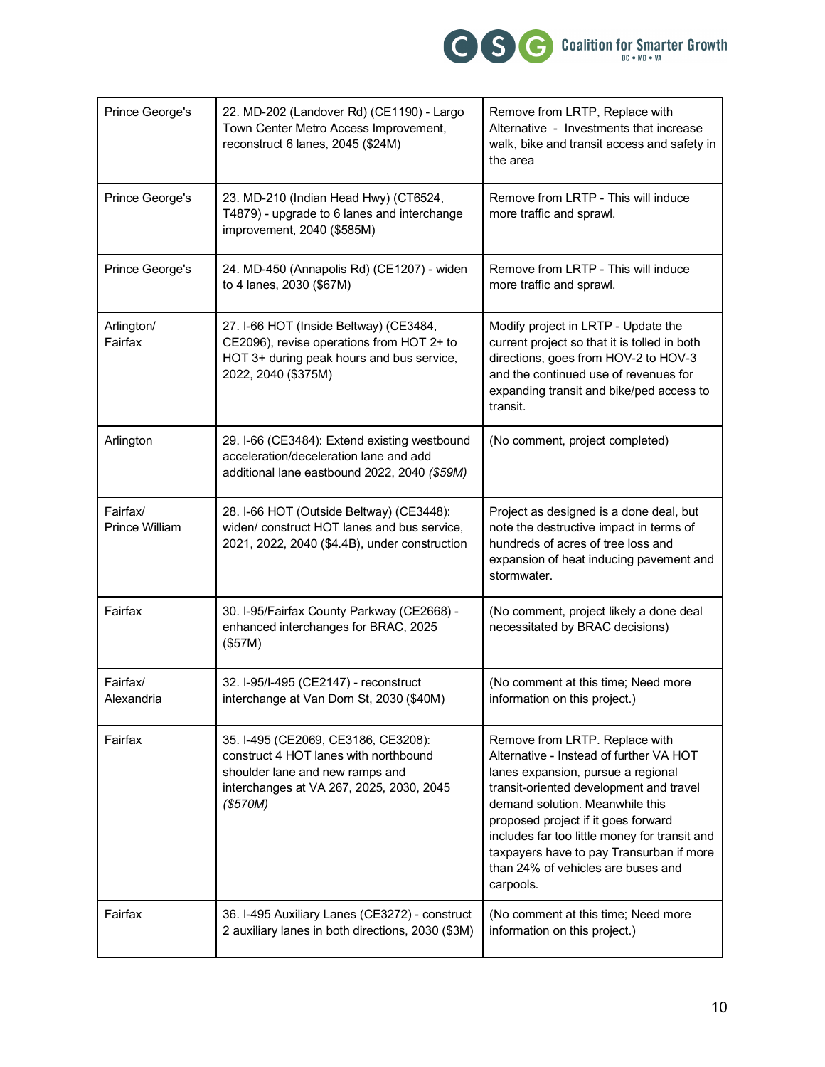| Prince George's | 22. MD-202 (Landover Rd) (CE1190) - Largo Town Center Metro Access Improvement, reconstruct 6 lanes, 2045 ($24M) | Remove from LRTP, Replace with Alternative - Investments that increase walk, bike and transit access and safety in the area |
|---|---|---|
| Prince George's | 23. MD-210 (Indian Head Hwy) (CT6524, T4879) - upgrade to 6 lanes and interchange improvement, 2040 ($585M) | Remove from LRTP - This will induce more traffic and sprawl. |
| Prince George's | 24. MD-450 (Annapolis Rd) (CE1207) - widen to 4 lanes, 2030 ($67M) | Remove from LRTP - This will induce more traffic and sprawl. |
| Arlington/ Fairfax | 27. I-66 HOT (Inside Beltway) (CE3484, CE2096), revise operations from HOT 2+ to HOT 3+ during peak hours and bus service, 2022, 2040 ($375M) | Modify project in LRTP - Update the current project so that it is tolled in both directions, goes from HOV-2 to HOV-3 and the continued use of revenues for expanding transit and bike/ped access to transit. |
| Arlington | 29. I-66 (CE3484): Extend existing westbound acceleration/deceleration lane and add additional lane eastbound 2022, 2040 *($59M)* | (No comment, project completed) |
| Fairfax/ Prince William | 28. I-66 HOT (Outside Beltway) (CE3448): widen/ construct HOT lanes and bus service, 2021, 2022, 2040 ($4.4B), under construction | Project as designed is a done deal, but note the destructive impact in terms of hundreds of acres of tree loss and expansion of heat inducing pavement and stormwater. |
| Fairfax | 30. I-95/Fairfax County Parkway (CE2668) - enhanced interchanges for BRAC, 2025 ($57M) | (No comment, project likely a done deal necessitated by BRAC decisions) |
| Fairfax/ Alexandria | 32. I-95/I-495 (CE2147) - reconstruct interchange at Van Dorn St, 2030 ($40M) | (No comment at this time; Need more information on this project.) |
| Fairfax | 35. I-495 (CE2069, CE3186, CE3208): construct 4 HOT lanes with northbound shoulder lane and new ramps and interchanges at VA 267, 2025, 2030, 2045 *($570M)* | Remove from LRTP. Replace with Alternative - Instead of further VA HOT lanes expansion, pursue a regional transit-oriented development and travel demand solution. Meanwhile this proposed project if it goes forward includes far too little money for transit and taxpayers have to pay Transurban if more than 24% of vehicles are buses and carpools. |
| Fairfax | 36. I-495 Auxiliary Lanes (CE3272) - construct 2 auxiliary lanes in both directions, 2030 ($3M) | (No comment at this time; Need more information on this project.) |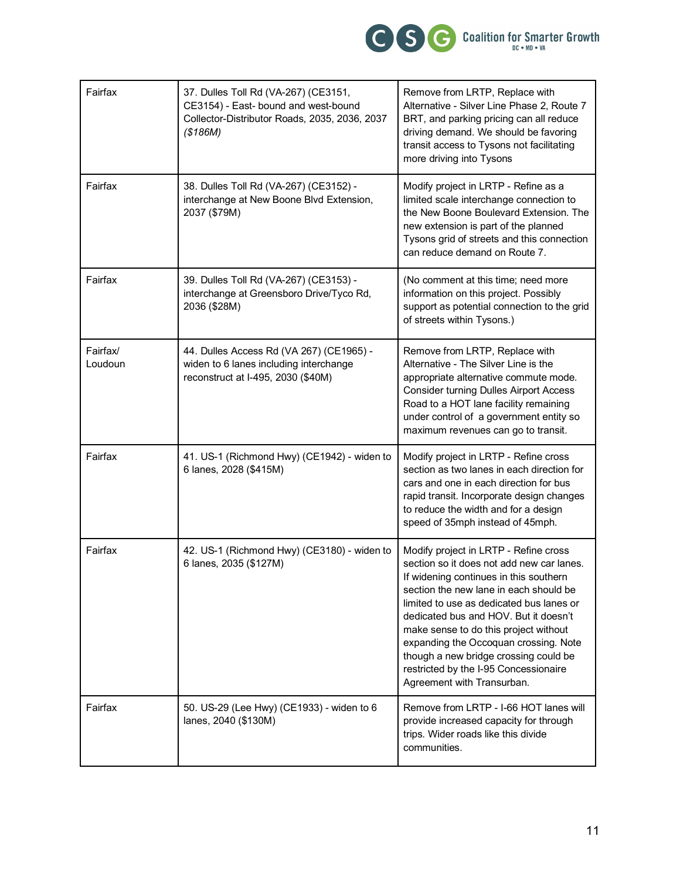| | | |
|---|---|---|
| Fairfax | 37. Dulles Toll Rd (VA-267) (CE3151, CE3154) - East- bound and west-bound Collector-Distributor Roads, 2035, 2036, 2037 *($186M)* | Remove from LRTP, Replace with Alternative - Silver Line Phase 2, Route 7 BRT, and parking pricing can all reduce driving demand. We should be favoring transit access to Tysons not facilitating more driving into Tysons |
| Fairfax | 38. Dulles Toll Rd (VA-267) (CE3152) - interchange at New Boone Blvd Extension, 2037 ($79M) | Modify project in LRTP - Refine as a limited scale interchange connection to the New Boone Boulevard Extension. The new extension is part of the planned Tysons grid of streets and this connection can reduce demand on Route 7. |
| Fairfax | 39. Dulles Toll Rd (VA-267) (CE3153) - interchange at Greensboro Drive/Tyco Rd, 2036 ($28M) | (No comment at this time; need more information on this project. Possibly support as potential connection to the grid of streets within Tysons.) |
| Fairfax/ Loudoun | 44. Dulles Access Rd (VA 267) (CE1965) - widen to 6 lanes including interchange reconstruct at I-495, 2030 ($40M) | Remove from LRTP, Replace with Alternative - The Silver Line is the appropriate alternative commute mode. Consider turning Dulles Airport Access Road to a HOT lane facility remaining under control of a government entity so maximum revenues can go to transit. |
| Fairfax | 41. US-1 (Richmond Hwy) (CE1942) - widen to 6 lanes, 2028 ($415M) | Modify project in LRTP - Refine cross section as two lanes in each direction for cars and one in each direction for bus rapid transit. Incorporate design changes to reduce the width and for a design speed of 35mph instead of 45mph. |
| Fairfax | 42. US-1 (Richmond Hwy) (CE3180) - widen to 6 lanes, 2035 ($127M) | Modify project in LRTP - Refine cross section so it does not add new car lanes. If widening continues in this southern section the new lane in each should be limited to use as dedicated bus lanes or dedicated bus and HOV. But it doesn't make sense to do this project without expanding the Occoquan crossing. Note though a new bridge crossing could be restricted by the I-95 Concessionaire Agreement with Transurban. |
| Fairfax | 50. US-29 (Lee Hwy) (CE1933) - widen to 6 lanes, 2040 ($130M) | Remove from LRTP - I-66 HOT lanes will provide increased capacity for through trips. Wider roads like this divide communities. |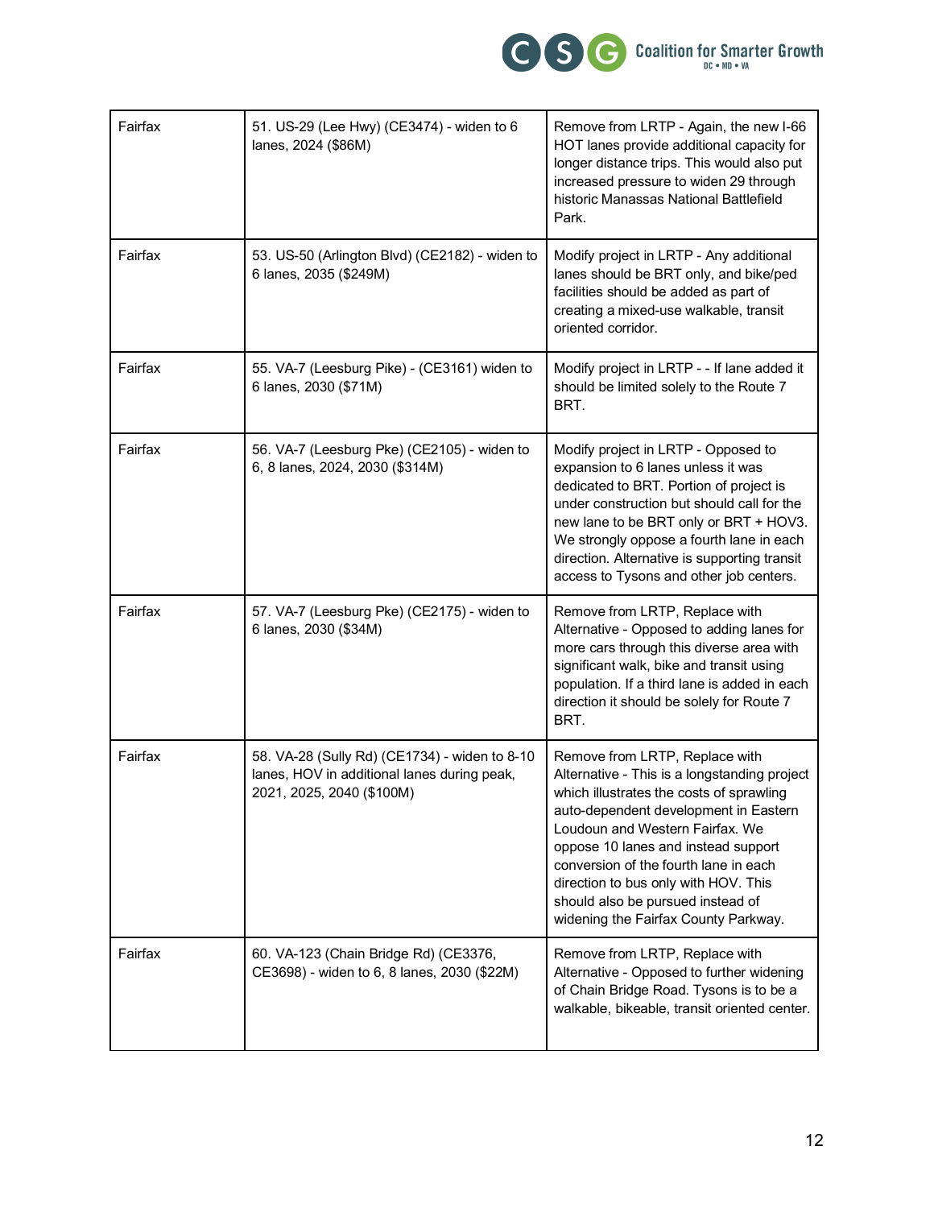| Fairfax | 51. US-29 (Lee Hwy) (CE3474) - widen to 6 lanes, 2024 ($86M) | Remove from LRTP - Again, the new I-66 HOT lanes provide additional capacity for longer distance trips. This would also put increased pressure to widen 29 through historic Manassas National Battlefield Park. |
|---|---|---|
| Fairfax | 53. US-50 (Arlington Blvd) (CE2182) - widen to 6 lanes, 2035 ($249M) | Modify project in LRTP - Any additional lanes should be BRT only, and bike/ped facilities should be added as part of creating a mixed-use walkable, transit oriented corridor. |
| Fairfax | 55. VA-7 (Leesburg Pike) - (CE3161) widen to 6 lanes, 2030 ($71M) | Modify project in LRTP - - If lane added it should be limited solely to the Route 7 BRT. |
| Fairfax | 56. VA-7 (Leesburg Pke) (CE2105) - widen to 6, 8 lanes, 2024, 2030 ($314M) | Modify project in LRTP - Opposed to expansion to 6 lanes unless it was dedicated to BRT. Portion of project is under construction but should call for the new lane to be BRT only or BRT + HOV3. We strongly oppose a fourth lane in each direction. Alternative is supporting transit access to Tysons and other job centers. |
| Fairfax | 57. VA-7 (Leesburg Pke) (CE2175) - widen to 6 lanes, 2030 ($34M) | Remove from LRTP, Replace with Alternative - Opposed to adding lanes for more cars through this diverse area with significant walk, bike and transit using population. If a third lane is added in each direction it should be solely for Route 7 BRT. |
| Fairfax | 58. VA-28 (Sully Rd) (CE1734) - widen to 8-10 lanes, HOV in additional lanes during peak, 2021, 2025, 2040 ($100M) | Remove from LRTP, Replace with Alternative - This is a longstanding project which illustrates the costs of sprawling auto-dependent development in Eastern Loudoun and Western Fairfax. We oppose 10 lanes and instead support conversion of the fourth lane in each direction to bus only with HOV. This should also be pursued instead of widening the Fairfax County Parkway. |
| Fairfax | 60. VA-123 (Chain Bridge Rd) (CE3376, CE3698) - widen to 6, 8 lanes, 2030 ($22M) | Remove from LRTP, Replace with Alternative - Opposed to further widening of Chain Bridge Road. Tysons is to be a walkable, bikeable, transit oriented center. |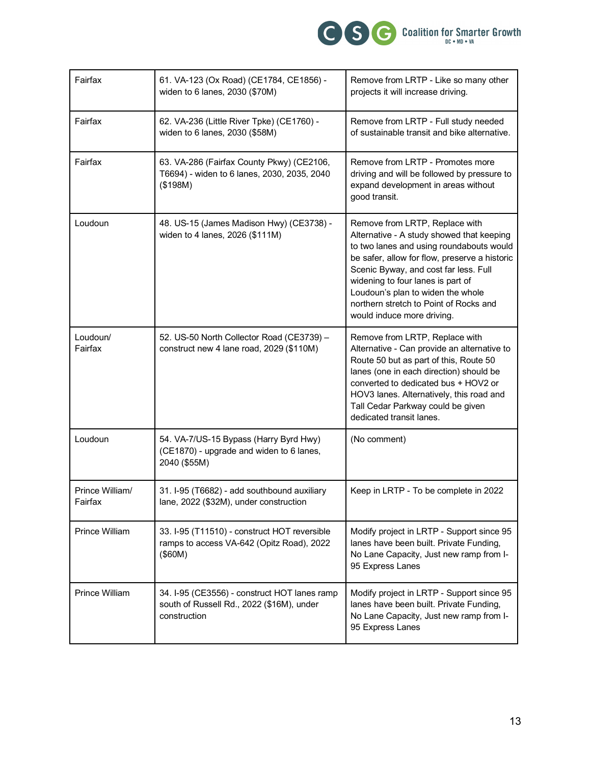| | | |
|---|---|---|
| Fairfax | 61. VA-123 (Ox Road) (CE1784, CE1856) - widen to 6 lanes, 2030 ($70M) | Remove from LRTP - Like so many other projects it will increase driving. |
| Fairfax | 62. VA-236 (Little River Tpke) (CE1760) - widen to 6 lanes, 2030 ($58M) | Remove from LRTP - Full study needed of sustainable transit and bike alternative. |
| Fairfax | 63. VA-286 (Fairfax County Pkwy) (CE2106, T6694) - widen to 6 lanes, 2030, 2035, 2040 ($198M) | Remove from LRTP - Promotes more driving and will be followed by pressure to expand development in areas without good transit. |
| Loudoun | 48. US-15 (James Madison Hwy) (CE3738) - widen to 4 lanes, 2026 ($111M) | Remove from LRTP, Replace with Alternative - A study showed that keeping to two lanes and using roundabouts would be safer, allow for flow, preserve a historic Scenic Byway, and cost far less. Full widening to four lanes is part of Loudoun's plan to widen the whole northern stretch to Point of Rocks and would induce more driving. |
| Loudoun/ Fairfax | 52. US-50 North Collector Road (CE3739) – construct new 4 lane road, 2029 ($110M) | Remove from LRTP, Replace with Alternative - Can provide an alternative to Route 50 but as part of this, Route 50 lanes (one in each direction) should be converted to dedicated bus + HOV2 or HOV3 lanes. Alternatively, this road and Tall Cedar Parkway could be given dedicated transit lanes. |
| Loudoun | 54. VA-7/US-15 Bypass (Harry Byrd Hwy) (CE1870) - upgrade and widen to 6 lanes, 2040 ($55M) | (No comment) |
| Prince William/ Fairfax | 31. I-95 (T6682) - add southbound auxiliary lane, 2022 ($32M), under construction | Keep in LRTP - To be complete in 2022 |
| Prince William | 33. I-95 (T11510) - construct HOT reversible ramps to access VA-642 (Opitz Road), 2022 ($60M) | Modify project in LRTP - Support since 95 lanes have been built. Private Funding, No Lane Capacity, Just new ramp from I-95 Express Lanes |
| Prince William | 34. I-95 (CE3556) - construct HOT lanes ramp south of Russell Rd., 2022 ($16M), under construction | Modify project in LRTP - Support since 95 lanes have been built. Private Funding, No Lane Capacity, Just new ramp from I-95 Express Lanes |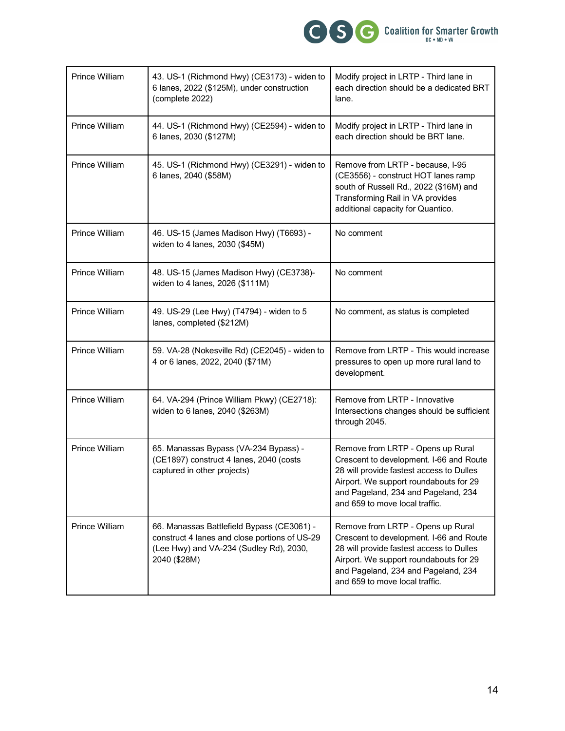| Prince William | 43. US-1 (Richmond Hwy) (CE3173) - widen to 6 lanes, 2022 ($125M), under construction (complete 2022) | Modify project in LRTP - Third lane in each direction should be a dedicated BRT lane. |
|---|---|---|
| Prince William | 44. US-1 (Richmond Hwy) (CE2594) - widen to 6 lanes, 2030 ($127M) | Modify project in LRTP - Third lane in each direction should be BRT lane. |
| Prince William | 45. US-1 (Richmond Hwy) (CE3291) - widen to 6 lanes, 2040 ($58M) | Remove from LRTP - because, I-95 (CE3556) - construct HOT lanes ramp south of Russell Rd., 2022 ($16M) and Transforming Rail in VA provides additional capacity for Quantico. |
| Prince William | 46. US-15 (James Madison Hwy) (T6693) - widen to 4 lanes, 2030 ($45M) | No comment |
| Prince William | 48. US-15 (James Madison Hwy) (CE3738)- widen to 4 lanes, 2026 ($111M) | No comment |
| Prince William | 49. US-29 (Lee Hwy) (T4794) - widen to 5 lanes, completed ($212M) | No comment, as status is completed |
| Prince William | 59. VA-28 (Nokesville Rd) (CE2045) - widen to 4 or 6 lanes, 2022, 2040 ($71M) | Remove from LRTP - This would increase pressures to open up more rural land to development. |
| Prince William | 64. VA-294 (Prince William Pkwy) (CE2718): widen to 6 lanes, 2040 ($263M) | Remove from LRTP - Innovative Intersections changes should be sufficient through 2045. |
| Prince William | 65. Manassas Bypass (VA-234 Bypass) - (CE1897) construct 4 lanes, 2040 (costs captured in other projects) | Remove from LRTP - Opens up Rural Crescent to development. I-66 and Route 28 will provide fastest access to Dulles Airport. We support roundabouts for 29 and Pageland, 234 and Pageland, 234 and 659 to move local traffic. |
| Prince William | 66. Manassas Battlefield Bypass (CE3061) - construct 4 lanes and close portions of US-29 (Lee Hwy) and VA-234 (Sudley Rd), 2030, 2040 ($28M) | Remove from LRTP - Opens up Rural Crescent to development. I-66 and Route 28 will provide fastest access to Dulles Airport. We support roundabouts for 29 and Pageland, 234 and Pageland, 234 and 659 to move local traffic. |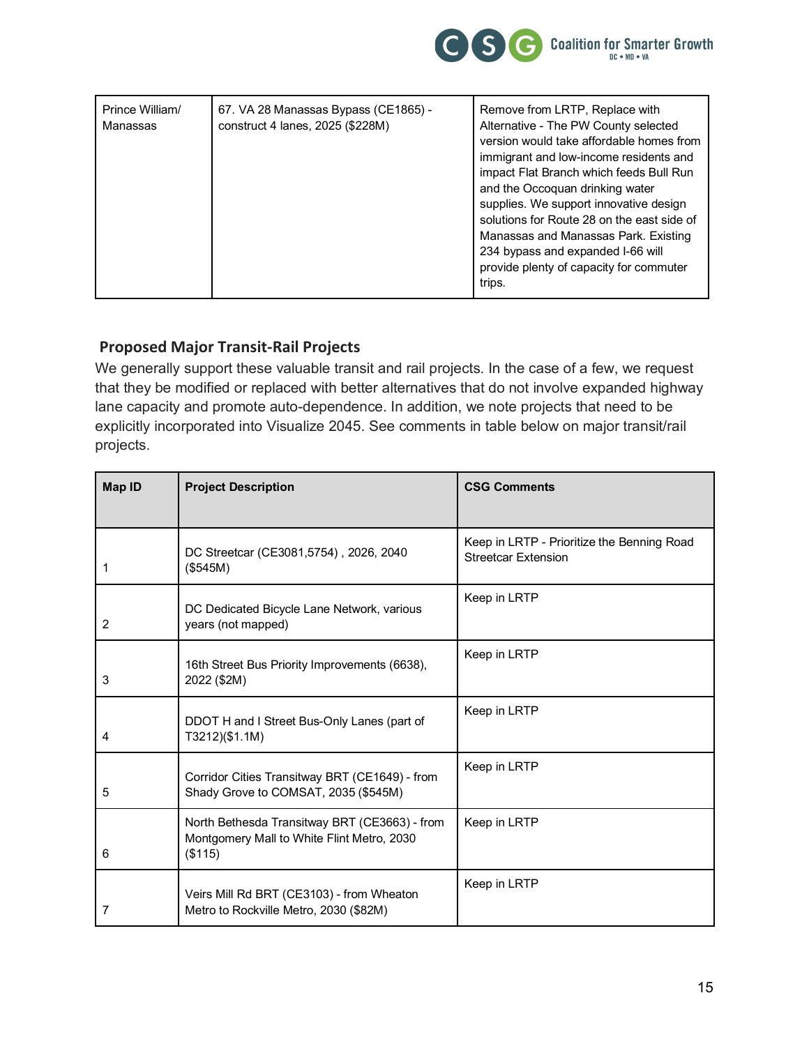| Prince William/ Manassas | 67. VA 28 Manassas Bypass (CE1865) - construct 4 lanes, 2025 ($228M) | Remove from LRTP, Replace with Alternative - The PW County selected version would take affordable homes from immigrant and low-income residents and impact Flat Branch which feeds Bull Run and the Occoquan drinking water supplies. We support innovative design solutions for Route 28 on the east side of Manassas and Manassas Park. Existing 234 bypass and expanded I-66 will provide plenty of capacity for commuter trips. |
|---|---|---|

## Proposed Major Transit-Rail Projects

We generally support these valuable transit and rail projects. In the case of a few, we request that they be modified or replaced with better alternatives that do not involve expanded highway lane capacity and promote auto-dependence. In addition, we note projects that need to be explicitly incorporated into Visualize 2045. See comments in table below on major transit/rail projects.

| Map ID | Project Description | CSG Comments |
|---|---|---|
| 1 | DC Streetcar (CE3081,5754) , 2026, 2040 ($545M) | Keep in LRTP - Prioritize the Benning Road Streetcar Extension |
| 2 | DC Dedicated Bicycle Lane Network, various years (not mapped) | Keep in LRTP |
| 3 | 16th Street Bus Priority Improvements (6638), 2022 ($2M) | Keep in LRTP |
| 4 | DDOT H and I Street Bus-Only Lanes (part of T3212)($1.1M) | Keep in LRTP |
| 5 | Corridor Cities Transitway BRT (CE1649) - from Shady Grove to COMSAT, 2035 ($545M) | Keep in LRTP |
| 6 | North Bethesda Transitway BRT (CE3663) - from Montgomery Mall to White Flint Metro, 2030 ($115) | Keep in LRTP |
| 7 | Veirs Mill Rd BRT (CE3103) - from Wheaton Metro to Rockville Metro, 2030 ($82M) | Keep in LRTP |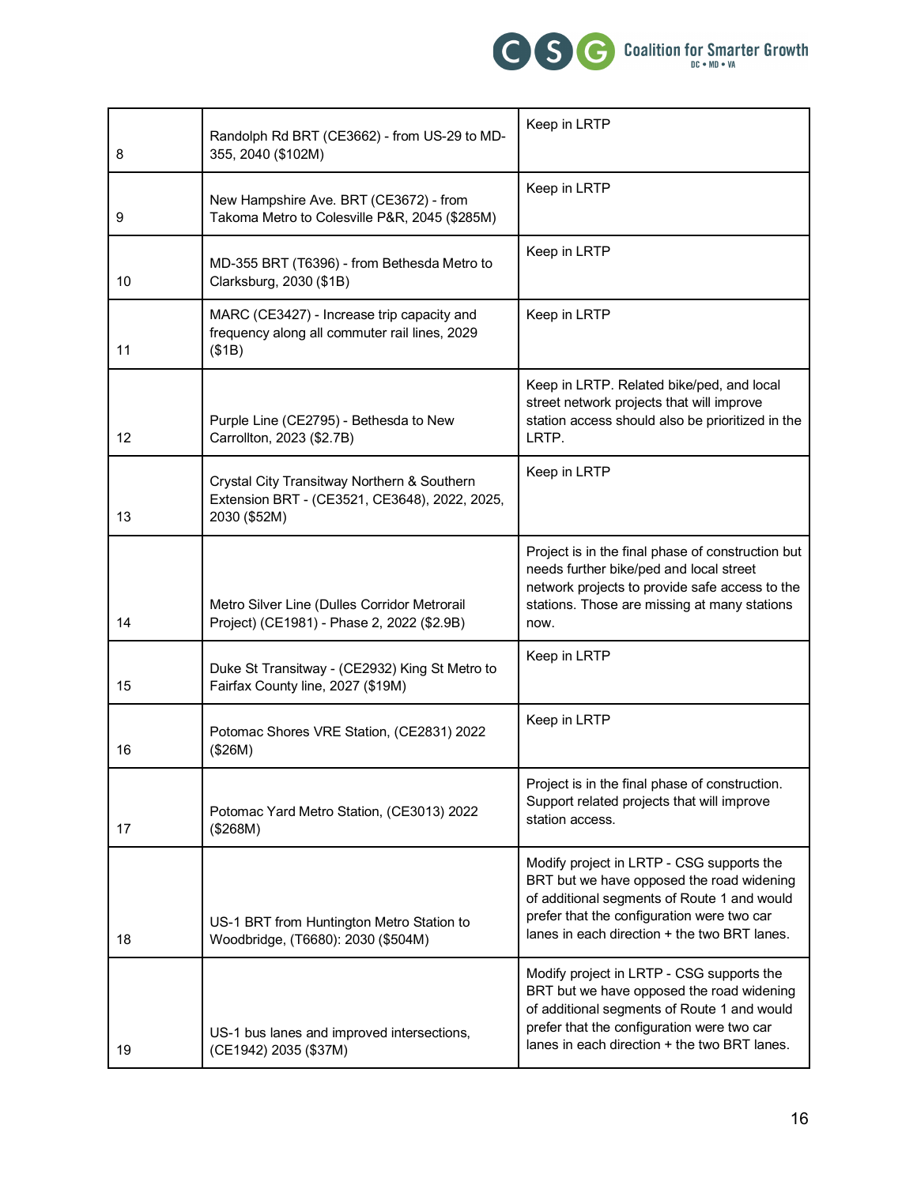| | | |
|---|---|---|
| 8 | Randolph Rd BRT (CE3662) - from US-29 to MD-355, 2040 ($102M) | Keep in LRTP |
| 9 | New Hampshire Ave. BRT (CE3672) - from Takoma Metro to Colesville P&R, 2045 ($285M) | Keep in LRTP |
| 10 | MD-355 BRT (T6396) - from Bethesda Metro to Clarksburg, 2030 ($1B) | Keep in LRTP |
| 11 | MARC (CE3427) - Increase trip capacity and frequency along all commuter rail lines, 2029 ($1B) | Keep in LRTP |
| 12 | Purple Line (CE2795) - Bethesda to New Carrollton, 2023 ($2.7B) | Keep in LRTP. Related bike/ped, and local street network projects that will improve station access should also be prioritized in the LRTP. |
| 13 | Crystal City Transitway Northern & Southern Extension BRT - (CE3521, CE3648), 2022, 2025, 2030 ($52M) | Keep in LRTP |
| 14 | Metro Silver Line (Dulles Corridor Metrorail Project) (CE1981) - Phase 2, 2022 ($2.9B) | Project is in the final phase of construction but needs further bike/ped and local street network projects to provide safe access to the stations. Those are missing at many stations now. |
| 15 | Duke St Transitway - (CE2932) King St Metro to Fairfax County line, 2027 ($19M) | Keep in LRTP |
| 16 | Potomac Shores VRE Station, (CE2831) 2022 ($26M) | Keep in LRTP |
| 17 | Potomac Yard Metro Station, (CE3013) 2022 ($268M) | Project is in the final phase of construction. Support related projects that will improve station access. |
| 18 | US-1 BRT from Huntington Metro Station to Woodbridge, (T6680): 2030 ($504M) | Modify project in LRTP - CSG supports the BRT but we have opposed the road widening of additional segments of Route 1 and would prefer that the configuration were two car lanes in each direction + the two BRT lanes. |
| 19 | US-1 bus lanes and improved intersections, (CE1942) 2035 ($37M) | Modify project in LRTP - CSG supports the BRT but we have opposed the road widening of additional segments of Route 1 and would prefer that the configuration were two car lanes in each direction + the two BRT lanes. |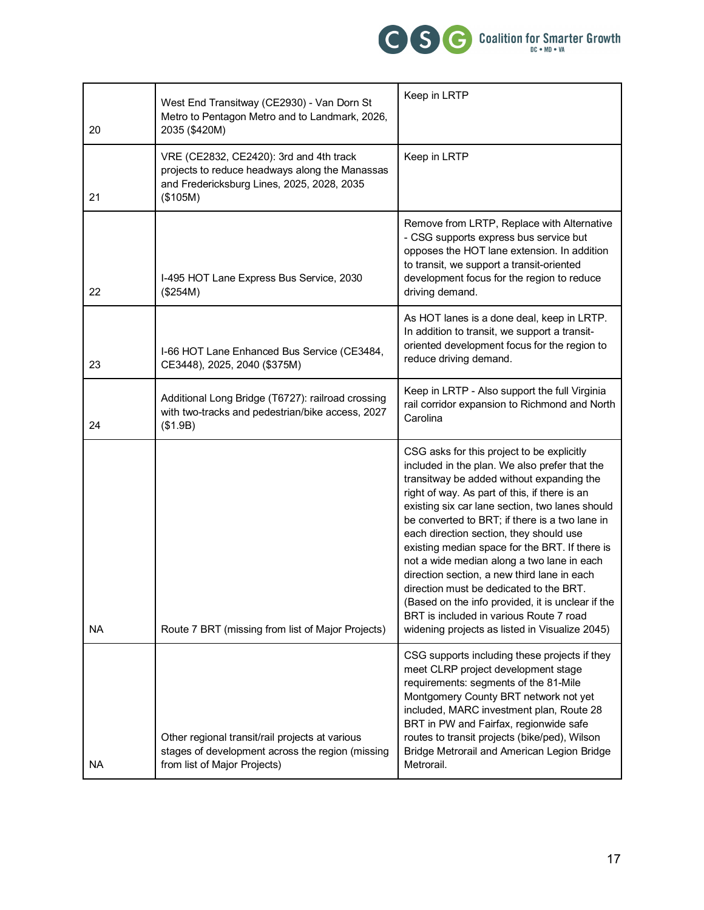| | | |
|---|---|---|
| 20 | West End Transitway (CE2930) - Van Dorn St Metro to Pentagon Metro and to Landmark, 2026, 2035 ($420M) | Keep in LRTP |
| 21 | VRE (CE2832, CE2420): 3rd and 4th track projects to reduce headways along the Manassas and Fredericksburg Lines, 2025, 2028, 2035 ($105M) | Keep in LRTP |
| 22 | I-495 HOT Lane Express Bus Service, 2030 ($254M) | Remove from LRTP, Replace with Alternative - CSG supports express bus service but opposes the HOT lane extension. In addition to transit, we support a transit-oriented development focus for the region to reduce driving demand. |
| 23 | I-66 HOT Lane Enhanced Bus Service (CE3484, CE3448), 2025, 2040 ($375M) | As HOT lanes is a done deal, keep in LRTP. In addition to transit, we support a transit-oriented development focus for the region to reduce driving demand. |
| 24 | Additional Long Bridge (T6727): railroad crossing with two-tracks and pedestrian/bike access, 2027 ($1.9B) | Keep in LRTP - Also support the full Virginia rail corridor expansion to Richmond and North Carolina |
| NA | Route 7 BRT (missing from list of Major Projects) | CSG asks for this project to be explicitly included in the plan. We also prefer that the transitway be added without expanding the right of way. As part of this, if there is an existing six car lane section, two lanes should be converted to BRT; if there is a two lane in each direction section, they should use existing median space for the BRT. If there is not a wide median along a two lane in each direction section, a new third lane in each direction must be dedicated to the BRT. (Based on the info provided, it is unclear if the BRT is included in various Route 7 road widening projects as listed in Visualize 2045) |
| NA | Other regional transit/rail projects at various stages of development across the region (missing from list of Major Projects) | CSG supports including these projects if they meet CLRP project development stage requirements: segments of the 81-Mile Montgomery County BRT network not yet included, MARC investment plan, Route 28 BRT in PW and Fairfax, regionwide safe routes to transit projects (bike/ped), Wilson Bridge Metrorail and American Legion Bridge Metrorail. |